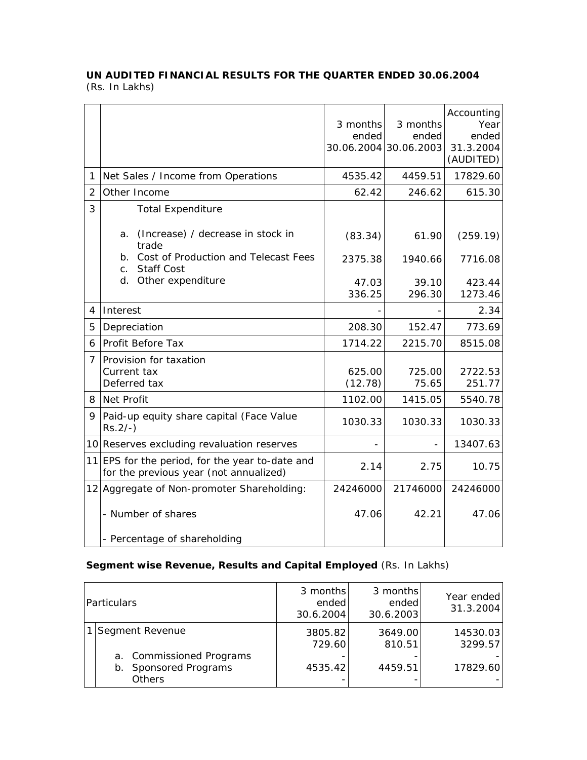**UN AUDITED FINANCIAL RESULTS FOR THE QUARTER ENDED 30.06.2004**
(Rs. In Lakhs)

| | | 3 months ended 30.06.2004 | 3 months ended 30.06.2003 | Accounting Year ended 31.3.2004 (AUDITED) |
|---|---|---|---|---|
| 1 | Net Sales / Income from Operations | 4535.42 | 4459.51 | 17829.60 |
| 2 | Other Income | 62.42 | 246.62 | 615.30 |
| 3 | Total Expenditure | | | |
| | a. (Increase) / decrease in stock in trade | (83.34) | 61.90 | (259.19) |
| | b. Cost of Production and Telecast Fees | 2375.38 | 1940.66 | 7716.08 |
| | c. Staff Cost | 47.03 | 39.10 | 423.44 |
| | d. Other expenditure | 336.25 | 296.30 | 1273.46 |
| 4 | Interest | - | - | 2.34 |
| 5 | Depreciation | 208.30 | 152.47 | 773.69 |
| 6 | Profit Before Tax | 1714.22 | 2215.70 | 8515.08 |
| 7 | Provision for taxation | | | |
| | Current tax | 625.00 | 725.00 | 2722.53 |
| | Deferred tax | (12.78) | 75.65 | 251.77 |
| 8 | Net Profit | 1102.00 | 1415.05 | 5540.78 |
| 9 | Paid-up equity share capital (Face Value Rs.2/-) | 1030.33 | 1030.33 | 1030.33 |
| 10 | Reserves excluding revaluation reserves | - | - | 13407.63 |
| 11 | EPS for the period, for the year to-date and for the previous year (not annualized) | 2.14 | 2.75 | 10.75 |
| 12 | Aggregate of Non-promoter Shareholding: | | | |
| | - Number of shares | 24246000 | 21746000 | 24246000 |
| | - Percentage of shareholding | 47.06 | 42.21 | 47.06 |

**Segment wise Revenue, Results and Capital Employed** (Rs. In Lakhs)

| | Particulars | 3 months ended 30.6.2004 | 3 months ended 30.6.2003 | Year ended 31.3.2004 |
|---|---|---|---|---|
| 1 | Segment Revenue | | | |
| | a. Commissioned Programs | 3805.82 | 3649.00 | 14530.03 |
| | b. Sponsored Programs | 729.60 | 810.51 | 3299.57 |
| | Others | - | - | - |
| | | 4535.42 | 4459.51 | 17829.60 |
| | | - | - | - |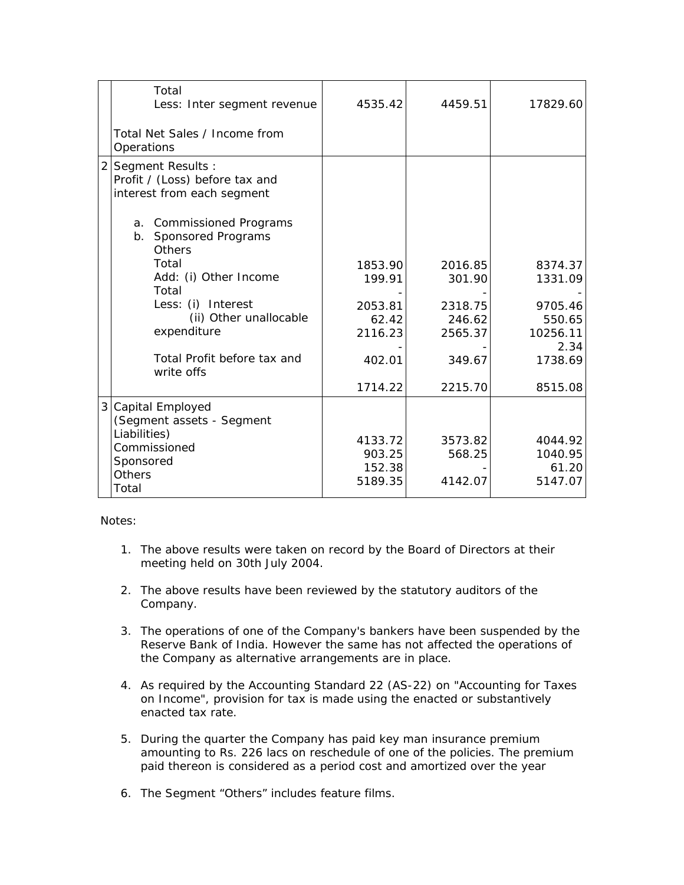| | | | | |
|---|---|---|---|---|
| | Total<br>Less: Inter segment revenue<br><br>Total Net Sales / Income from Operations | 4535.42 | 4459.51 | 17829.60 |
| 2 | Segment Results :<br>Profit / (Loss) before tax and interest from each segment<br><br>a. Commissioned Programs<br>b. Sponsored Programs<br>Others<br>Total<br>Add: (i) Other Income<br>Total<br>Less: (i) Interest<br>(ii) Other unallocable expenditure<br><br>Total Profit before tax and write offs | 1853.90<br>199.91<br>-<br>2053.81<br>62.42<br>2116.23<br>-<br>402.01<br><br>1714.22 | 2016.85<br>301.90<br>-<br>2318.75<br>246.62<br>2565.37<br>-<br>349.67<br><br>2215.70 | 8374.37<br>1331.09<br>-<br>9705.46<br>550.65<br>10256.11<br>2.34<br>1738.69<br><br>8515.08 |
| 3 | Capital Employed<br>(Segment assets - Segment Liabilities)<br>Commissioned<br>Sponsored<br>Others<br>Total | 4133.72<br>903.25<br>152.38<br>5189.35 | 3573.82<br>568.25<br>-<br>4142.07 | 4044.92<br>1040.95<br>61.20<br>5147.07 |

Notes:

1. The above results were taken on record by the Board of Directors at their meeting held on 30th July 2004.

2. The above results have been reviewed by the statutory auditors of the Company.

3. The operations of one of the Company's bankers have been suspended by the Reserve Bank of India. However the same has not affected the operations of the Company as alternative arrangements are in place.

4. As required by the Accounting Standard 22 (AS-22) on "Accounting for Taxes on Income", provision for tax is made using the enacted or substantively enacted tax rate.

5. During the quarter the Company has paid key man insurance premium amounting to Rs. 226 lacs on reschedule of one of the policies. The premium paid thereon is considered as a period cost and amortized over the year

6. The Segment "Others" includes feature films.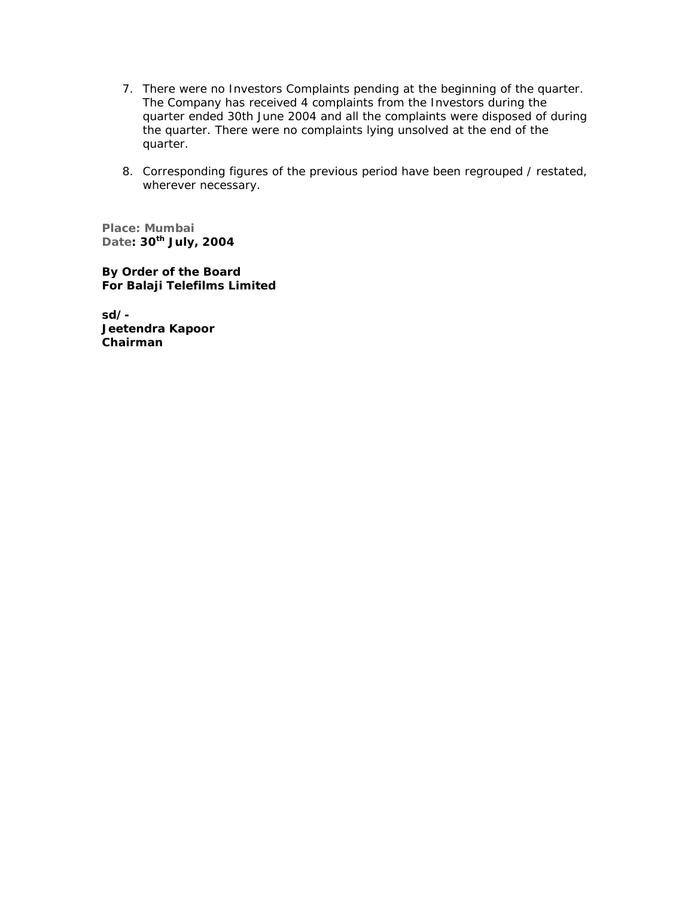7. There were no Investors Complaints pending at the beginning of the quarter. The Company has received 4 complaints from the Investors during the quarter ended 30th June 2004 and all the complaints were disposed of during the quarter. There were no complaints lying unsolved at the end of the quarter.

8. Corresponding figures of the previous period have been regrouped / restated, wherever necessary.

**Place: Mumbai**
**Date: 30th July, 2004**

**By Order of the Board**
**For Balaji Telefilms Limited**

**sd/-**
**Jeetendra Kapoor**
**Chairman**